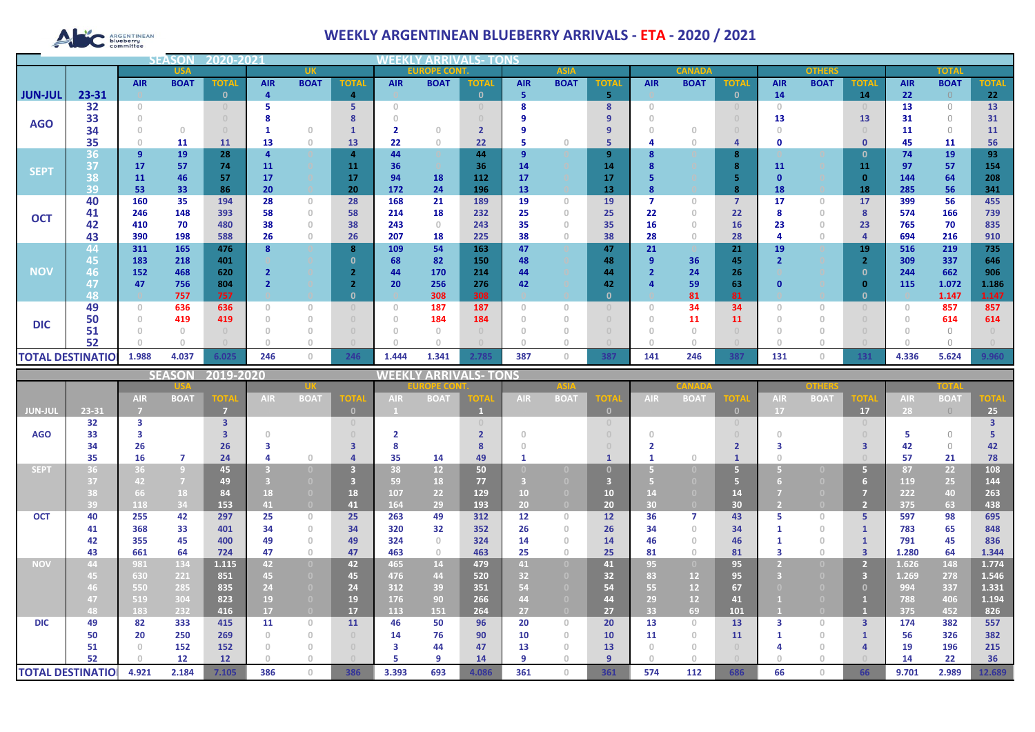# WEEKLY ARGENTINEAN BLUEBERRY ARRIVALS - ETA - 2020 / 2021

## SEASON 2020-2021 — WEEKLY ARRIVALS- TONS

| | | USA | | | UK | | | EUROPE CONT. | | | ASIA | | | CANADA | | | OTHERS | | | TOTAL | | |
|---|---|---|---|---|---|---|---|---|---|---|---|---|---|---|---|---|---|---|---|---|---|---|
| | | AIR | BOAT | TOTAL | AIR | BOAT | TOTAL | AIR | BOAT | TOTAL | AIR | BOAT | TOTAL | AIR | BOAT | TOTAL | AIR | BOAT | TOTAL | AIR | BOAT | TOTAL |
| JUN-JUL | 23-31 | 0 | | 0 | 4 | | 4 | 0 | | 0 | 5 | | 5 | 0 | | 0 | 14 | | 14 | 22 | 0 | 22 |
| AGO | 32 | 0 | | 0 | 5 | | 5 | 0 | | 0 | 8 | | 8 | 0 | | 0 | 0 | | 0 | 13 | 0 | 13 |
| | 33 | 0 | | 0 | 8 | | 8 | 0 | | 0 | 9 | | 9 | 0 | | 0 | 13 | | 13 | 31 | 0 | 31 |
| | 34 | 0 | 0 | 0 | 1 | 0 | 1 | 2 | 0 | 2 | 9 | | 9 | 0 | 0 | 0 | 0 | | 0 | 11 | 0 | 11 |
| | 35 | 0 | 11 | 11 | 13 | 0 | 13 | 22 | 0 | 22 | 5 | 0 | 5 | 4 | 0 | 4 | 0 | | 0 | 45 | 11 | 56 |
| SEPT | 36 | 9 | 19 | 28 | 4 | 0 | 4 | 44 | | 44 | 9 | 0 | 9 | 8 | 0 | 8 | | | 0 | 74 | 19 | 93 |
| | 37 | 17 | 57 | 74 | 11 | 0 | 11 | 36 | 0 | 36 | 14 | 0 | 14 | 8 | 0 | 8 | 11 | 0 | 11 | 97 | 57 | 154 |
| | 38 | 11 | 46 | 57 | 17 | 0 | 17 | 94 | 18 | 112 | 17 | 0 | 17 | 5 | 0 | 5 | 0 | 0 | 0 | 144 | 64 | 208 |
| | 39 | 53 | 33 | 86 | 20 | 0 | 20 | 172 | 24 | 196 | 13 | 0 | 13 | 8 | 0 | 8 | 18 | 0 | 18 | 285 | 56 | 341 |
| OCT | 40 | 160 | 35 | 194 | 28 | 0 | 28 | 168 | 21 | 189 | 19 | 0 | 19 | 7 | 0 | 7 | 17 | 0 | 17 | 399 | 56 | 455 |
| | 41 | 246 | 148 | 393 | 58 | 0 | 58 | 214 | 18 | 232 | 25 | 0 | 25 | 22 | 0 | 22 | 8 | 0 | 8 | 574 | 166 | 739 |
| | 42 | 410 | 70 | 480 | 38 | 0 | 38 | 243 | 0 | 243 | 35 | 0 | 35 | 16 | 0 | 16 | 23 | 0 | 23 | 765 | 70 | 835 |
| | 43 | 390 | 198 | 588 | 26 | 0 | 26 | 207 | 18 | 225 | 38 | 0 | 38 | 28 | 0 | 28 | 4 | 0 | 4 | 694 | 216 | 910 |
| NOV | 44 | 311 | 165 | 476 | 8 | 0 | 8 | 109 | 54 | 163 | 47 | 0 | 47 | 21 | 0 | 21 | 19 | 0 | 19 | 516 | 219 | 735 |
| | 45 | 183 | 218 | 401 | 0 | 0 | 0 | 68 | 82 | 150 | 48 | 0 | 48 | 9 | 36 | 45 | 2 | 0 | 2 | 309 | 337 | 646 |
| | 46 | 152 | 468 | 620 | 2 | 0 | 2 | 44 | 170 | 214 | 44 | 0 | 44 | 2 | 24 | 26 | 0 | 0 | 0 | 244 | 662 | 906 |
| | 47 | 47 | 756 | 804 | 2 | 0 | 2 | 20 | 256 | 276 | 42 | 0 | 42 | 4 | 59 | 63 | 0 | 0 | 0 | 115 | 1.072 | 1.186 |
| | 48 | 0 | 757 | 757 | 0 | 0 | 0 | 0 | 308 | 308 | 0 | 0 | 0 | 0 | 81 | 81 | 0 | 0 | 0 | 0 | 1.147 | 1.147 |
| DIC | 49 | 0 | 636 | 636 | 0 | 0 | 0 | 0 | 187 | 187 | 0 | 0 | 0 | 0 | 34 | 34 | 0 | 0 | 0 | 0 | 857 | 857 |
| | 50 | 0 | 419 | 419 | 0 | 0 | 0 | 0 | 184 | 184 | 0 | 0 | 0 | 0 | 11 | 11 | 0 | 0 | 0 | 0 | 614 | 614 |
| | 51 | 0 | 0 | 0 | 0 | 0 | 0 | 0 | 0 | 0 | 0 | 0 | 0 | 0 | 0 | 0 | 0 | 0 | 0 | 0 | 0 | 0 |
| | 52 | 0 | 0 | 0 | 0 | 0 | 0 | 0 | 0 | 0 | 0 | 0 | 0 | 0 | 0 | 0 | 0 | 0 | 0 | 0 | 0 | 0 |
| TOTAL DESTINATIO | | 1.988 | 4.037 | 6.025 | 246 | 0 | 246 | 1.444 | 1.341 | 2.785 | 387 | 0 | 387 | 141 | 246 | 387 | 131 | 0 | 131 | 4.336 | 5.624 | 9.960 |

## SEASON 2019-2020 — WEEKLY ARRIVALS- TONS

| | | USA | | | UK | | | EUROPE CONT. | | | ASIA | | | CANADA | | | OTHERS | | | TOTAL | | |
|---|---|---|---|---|---|---|---|---|---|---|---|---|---|---|---|---|---|---|---|---|---|---|
| | | AIR | BOAT | TOTAL | AIR | BOAT | TOTAL | AIR | BOAT | TOTAL | AIR | BOAT | TOTAL | AIR | BOAT | TOTAL | AIR | BOAT | TOTAL | AIR | BOAT | TOTAL |
| JUN-JUL | 23-31 | 7 | | 7 | | | 0 | 1 | | 1 | | | 0 | | | 0 | 17 | | 17 | 28 | 0 | 25 |
| AGO | 32 | 3 | | 3 | | | | | | 0 | | | 0 | | | 0 | | | 0 | | | 3 |
| | 33 | 3 | | 3 | 0 | | 0 | 2 | | 2 | 0 | | 0 | 0 | | 0 | 0 | | 0 | 5 | 0 | 5 |
| | 34 | 26 | | 26 | 3 | | 3 | 8 | | 8 | 0 | | 0 | 2 | | 2 | 3 | | 3 | 42 | 0 | 42 |
| | 35 | 16 | 7 | 24 | 4 | 0 | 4 | 35 | 14 | 49 | 1 | | 1 | 1 | 0 | 1 | 0 | | 0 | 57 | 21 | 78 |
| SEPT | 36 | 36 | 9 | 45 | 3 | 0 | 3 | 38 | 12 | 50 | 0 | 0 | 0 | 5 | 0 | 5 | 5 | 0 | 5 | 87 | 22 | 108 |
| | 37 | 42 | 7 | 49 | 3 | 0 | 3 | 59 | 18 | 77 | 3 | 0 | 3 | 5 | 0 | 5 | 6 | 0 | 6 | 119 | 25 | 144 |
| | 38 | 66 | 18 | 84 | 18 | 0 | 18 | 107 | 22 | 129 | 10 | 0 | 10 | 14 | 0 | 14 | 7 | 0 | 7 | 222 | 40 | 263 |
| | 39 | 118 | 34 | 153 | 41 | 0 | 41 | 164 | 29 | 193 | 20 | 0 | 20 | 30 | 0 | 30 | 2 | 0 | 2 | 375 | 63 | 438 |
| OCT | 40 | 255 | 42 | 297 | 25 | 0 | 25 | 263 | 49 | 312 | 12 | 0 | 12 | 36 | 7 | 43 | 5 | 0 | 5 | 597 | 98 | 695 |
| | 41 | 368 | 33 | 401 | 34 | 0 | 34 | 320 | 32 | 352 | 26 | 0 | 26 | 34 | 0 | 34 | 1 | 0 | 1 | 783 | 65 | 848 |
| | 42 | 355 | 45 | 400 | 49 | 0 | 49 | 324 | 0 | 324 | 14 | 0 | 14 | 46 | 0 | 46 | 1 | 0 | 1 | 791 | 45 | 836 |
| | 43 | 661 | 64 | 724 | 47 | 0 | 47 | 463 | 0 | 463 | 25 | 0 | 25 | 81 | 0 | 81 | 3 | 0 | 3 | 1.280 | 64 | 1.344 |
| NOV | 44 | 981 | 134 | 1.115 | 42 | 0 | 42 | 465 | 14 | 479 | 41 | 0 | 41 | 95 | 0 | 95 | 2 | 0 | 2 | 1.626 | 148 | 1.774 |
| | 45 | 630 | 221 | 851 | 45 | 0 | 45 | 476 | 44 | 520 | 32 | 0 | 32 | 83 | 12 | 95 | 3 | 0 | 3 | 1.269 | 278 | 1.546 |
| | 46 | 550 | 285 | 835 | 24 | 0 | 24 | 312 | 39 | 351 | 54 | 0 | 54 | 55 | 12 | 67 | 0 | 0 | 0 | 994 | 337 | 1.331 |
| | 47 | 519 | 304 | 823 | 19 | 0 | 19 | 176 | 90 | 266 | 44 | 0 | 44 | 29 | 12 | 41 | 1 | 0 | 1 | 788 | 406 | 1.194 |
| | 48 | 183 | 232 | 416 | 17 | 0 | 17 | 113 | 151 | 264 | 27 | 0 | 27 | 33 | 69 | 101 | 1 | 0 | 1 | 375 | 452 | 826 |
| DIC | 49 | 82 | 333 | 415 | 11 | 0 | 11 | 46 | 50 | 96 | 20 | 0 | 20 | 13 | 0 | 13 | 3 | 0 | 3 | 174 | 382 | 557 |
| | 50 | 20 | 250 | 269 | 0 | 0 | 0 | 14 | 76 | 90 | 10 | 0 | 10 | 11 | 0 | 11 | 1 | 0 | 1 | 56 | 326 | 382 |
| | 51 | 0 | 152 | 152 | 0 | 0 | 0 | 3 | 44 | 47 | 13 | 0 | 13 | 0 | 0 | 0 | 4 | 0 | 4 | 19 | 196 | 215 |
| | 52 | 0 | 12 | 12 | 0 | 0 | 0 | 5 | 9 | 14 | 9 | 0 | 9 | 0 | 0 | 0 | 0 | 0 | 0 | 14 | 22 | 36 |
| TOTAL DESTINATIO | | 4.921 | 2.184 | 7.105 | 386 | 0 | 386 | 3.393 | 693 | 4.086 | 361 | 0 | 361 | 574 | 112 | 686 | 66 | 0 | 66 | 9.701 | 2.989 | 12.689 |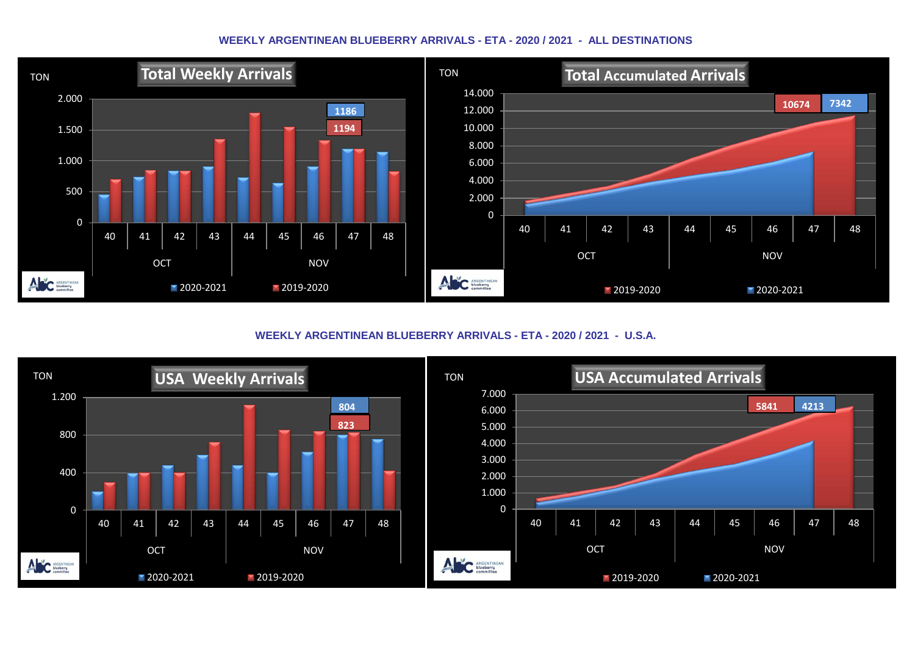## WEEKLY ARGENTINEAN BLUEBERRY ARRIVALS - ETA - 2020 / 2021 - ALL DESTINATIONS

**Total Weekly Arrivals**

TON

2.000 / 1.500 / 1.000 / 500 / 0

1186 · 1194

40 41 42 43 44 45 46 47 48

OCT · NOV

2020-2021 · 2019-2020

**Total Accumulated Arrivals**

TON

14.000 / 12.000 / 10.000 / 8.000 / 6.000 / 4.000 / 2.000 / 0

10674 · 7342

40 41 42 43 44 45 46 47 48

OCT · NOV

2019-2020 · 2020-2021

## WEEKLY ARGENTINEAN BLUEBERRY ARRIVALS - ETA - 2020 / 2021 - U.S.A.

**USA Weekly Arrivals**

TON

1.200 / 800 / 400 / 0

804 · 823

40 41 42 43 44 45 46 47 48

OCT · NOV

2020-2021 · 2019-2020

**USA Accumulated Arrivals**

TON

7.000 / 6.000 / 5.000 / 4.000 / 3.000 / 2.000 / 1.000 / 0

5841 · 4213

40 41 42 43 44 45 46 47 48

OCT · NOV

2019-2020 · 2020-2021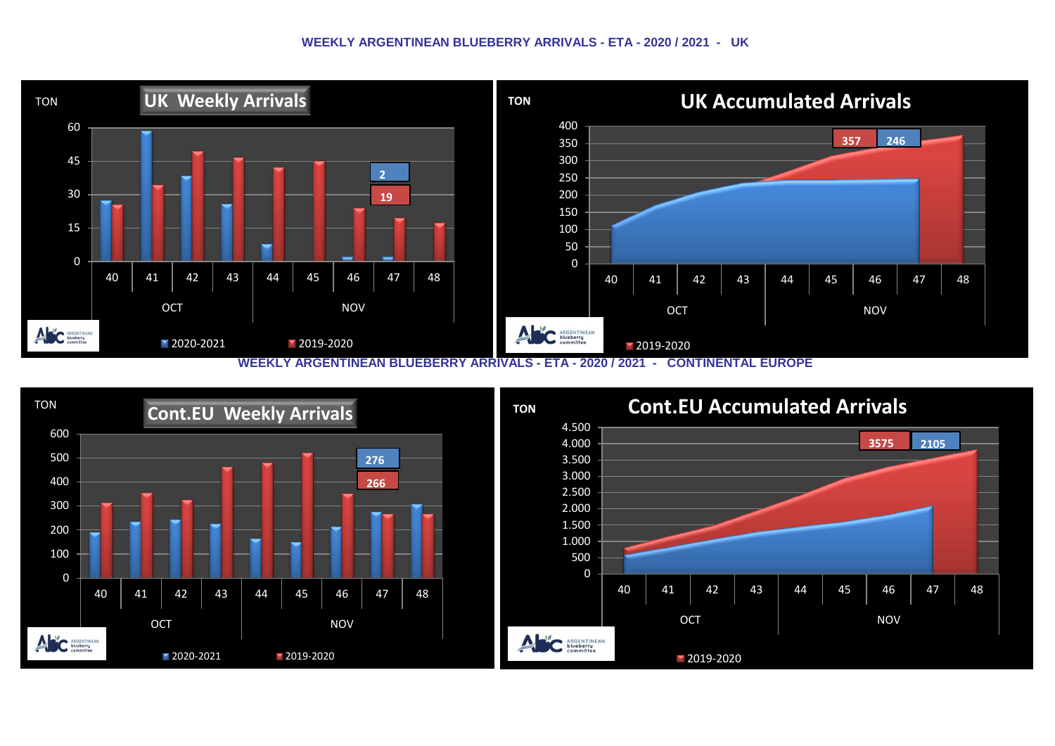## WEEKLY ARGENTINEAN BLUEBERRY ARRIVALS - ETA - 2020 / 2021 - UK

**UK Weekly Arrivals**

TON

| Week | 2020-2021 | 2019-2020 |
|---|---|---|
| 40 | 27 | 25 |
| 41 | 58 | 34 |
| 42 | 38 | 49 |
| 43 | 25 | 46 |
| 44 | 7 | 42 |
| 45 | | 45 |
| 46 | 2 | 23 |
| 47 | 2 | 19 |
| 48 | | 17 |

OCT: weeks 40–43; NOV: weeks 44–48

**UK Accumulated Arrivals**

TON

2019-2020: 357 — 2020-2021: 246

## WEEKLY ARGENTINEAN BLUEBERRY ARRIVALS - ETA - 2020 / 2021 - CONTINENTAL EUROPE

**Cont.EU Weekly Arrivals**

TON

| Week | 2020-2021 | 2019-2020 |
|---|---|---|
| 40 | 185 | 310 |
| 41 | 230 | 350 |
| 42 | 240 | 320 |
| 43 | 220 | 460 |
| 44 | 160 | 480 |
| 45 | 145 | 520 |
| 46 | 210 | 350 |
| 47 | 276 | 266 |
| 48 | 305 | 265 |

OCT: weeks 40–43; NOV: weeks 44–48

**Cont.EU Accumulated Arrivals**

TON

2019-2020: 3575 — 2020-2021: 2105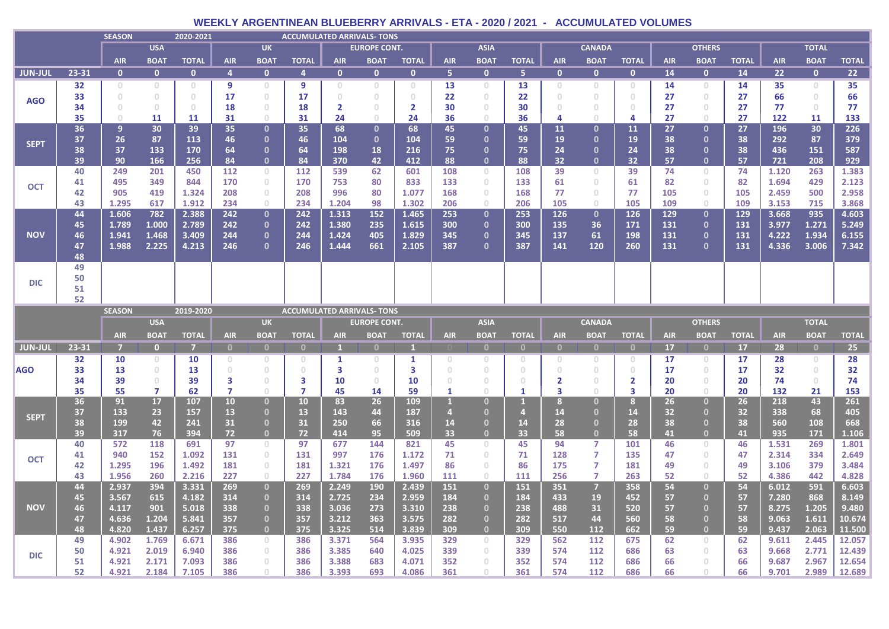# WEEKLY ARGENTINEAN BLUEBERRY ARRIVALS - ETA - 2020 / 2021 - ACCUMULATED VOLUMES

| SEASON | 2020-2021 | ACCUMULATED ARRIVALS- TONS | | | | | | | | | | | | | | | | | | | | | |
|---|---|---|---|---|---|---|---|---|---|---|---|---|---|---|---|---|---|---|---|---|---|---|---|
| | | USA | | | UK | | | EUROPE CONT. | | | ASIA | | | CANADA | | | OTHERS | | | TOTAL | | | |
| | | AIR | BOAT | TOTAL | AIR | BOAT | TOTAL | AIR | BOAT | TOTAL | AIR | BOAT | TOTAL | AIR | BOAT | TOTAL | AIR | BOAT | TOTAL | AIR | BOAT | TOTAL | |
| JUN-JUL | 23-31 | 0 | 0 | 0 | 4 | 0 | 4 | 0 | 0 | 0 | 5 | 0 | 5 | 0 | 0 | 0 | 14 | 0 | 14 | 22 | 0 | 22 | |
| AGO | 32 | 0 | 0 | 0 | 9 | 0 | 9 | 0 | 0 | 0 | 13 | 0 | 13 | 0 | 0 | 0 | 14 | 0 | 14 | 35 | 0 | 35 | |
| | 33 | 0 | 0 | 0 | 17 | 0 | 17 | 0 | 0 | 0 | 22 | 0 | 22 | 0 | 0 | 0 | 27 | 0 | 27 | 66 | 0 | 66 | |
| | 34 | 0 | 0 | 0 | 18 | 0 | 18 | 2 | 0 | 2 | 30 | 0 | 30 | 0 | 0 | 0 | 27 | 0 | 27 | 77 | 0 | 77 | |
| | 35 | 0 | 11 | 11 | 31 | 0 | 31 | 24 | 0 | 24 | 36 | 0 | 36 | 4 | 0 | 4 | 27 | 0 | 27 | 122 | 11 | 133 | |
| SEPT | 36 | 9 | 30 | 39 | 35 | 0 | 35 | 68 | 0 | 68 | 45 | 0 | 45 | 11 | 0 | 11 | 27 | 0 | 27 | 196 | 30 | 226 | |
| | 37 | 26 | 87 | 113 | 46 | 0 | 46 | 104 | 0 | 104 | 59 | 0 | 59 | 19 | 0 | 19 | 38 | 0 | 38 | 292 | 87 | 379 | |
| | 38 | 37 | 133 | 170 | 64 | 0 | 64 | 198 | 18 | 216 | 75 | 0 | 75 | 24 | 0 | 24 | 38 | 0 | 38 | 436 | 151 | 587 | |
| | 39 | 90 | 166 | 256 | 84 | 0 | 84 | 370 | 42 | 412 | 88 | 0 | 88 | 32 | 0 | 32 | 57 | 0 | 57 | 721 | 208 | 929 | |
| OCT | 40 | 249 | 201 | 450 | 112 | 0 | 112 | 539 | 62 | 601 | 108 | 0 | 108 | 39 | 0 | 39 | 74 | 0 | 74 | 1.120 | 263 | 1.383 | |
| | 41 | 495 | 349 | 844 | 170 | 0 | 170 | 753 | 80 | 833 | 133 | 0 | 133 | 61 | 0 | 61 | 82 | 0 | 82 | 1.694 | 429 | 2.123 | |
| | 42 | 905 | 419 | 1.324 | 208 | 0 | 208 | 996 | 80 | 1.077 | 168 | 0 | 168 | 77 | 0 | 77 | 105 | 0 | 105 | 2.459 | 500 | 2.958 | |
| | 43 | 1.295 | 617 | 1.912 | 234 | 0 | 234 | 1.204 | 98 | 1.302 | 206 | 0 | 206 | 105 | 0 | 105 | 109 | 0 | 109 | 3.153 | 715 | 3.868 | |
| NOV | 44 | 1.606 | 782 | 2.388 | 242 | 0 | 242 | 1.313 | 152 | 1.465 | 253 | 0 | 253 | 126 | 0 | 126 | 129 | 0 | 129 | 3.668 | 935 | 4.603 | |
| | 45 | 1.789 | 1.000 | 2.789 | 242 | 0 | 242 | 1.380 | 235 | 1.615 | 300 | 0 | 300 | 135 | 36 | 171 | 131 | 0 | 131 | 3.977 | 1.271 | 5.249 | |
| | 46 | 1.941 | 1.468 | 3.409 | 244 | 0 | 244 | 1.424 | 405 | 1.829 | 345 | 0 | 345 | 137 | 61 | 198 | 131 | 0 | 131 | 4.222 | 1.934 | 6.155 | |
| | 47 | 1.988 | 2.225 | 4.213 | 246 | 0 | 246 | 1.444 | 661 | 2.105 | 387 | 0 | 387 | 141 | 120 | 260 | 131 | 0 | 131 | 4.336 | 3.006 | 7.342 | |
| | 48 | | | | | | | | | | | | | | | | | | | | | | |
| DIC | 49 | | | | | | | | | | | | | | | | | | | | | | |
| | 50 | | | | | | | | | | | | | | | | | | | | | | |
| | 51 | | | | | | | | | | | | | | | | | | | | | | |
| | 52 | | | | | | | | | | | | | | | | | | | | | | |

| SEASON | 2019-2020 | ACCUMULATED ARRIVALS- TONS | | | | | | | | | | | | | | | | | | | | | |
|---|---|---|---|---|---|---|---|---|---|---|---|---|---|---|---|---|---|---|---|---|---|---|---|
| | | USA | | | UK | | | EUROPE CONT. | | | ASIA | | | CANADA | | | OTHERS | | | TOTAL | | | |
| | | AIR | BOAT | TOTAL | AIR | BOAT | TOTAL | AIR | BOAT | TOTAL | AIR | BOAT | TOTAL | AIR | BOAT | TOTAL | AIR | BOAT | TOTAL | AIR | BOAT | TOTAL | |
| JUN-JUL | 23-31 | 7 | 0 | 7 | 0 | 0 | 0 | 1 | 0 | 1 | 0 | 0 | 0 | 0 | 0 | 0 | 17 | 0 | 17 | 28 | 0 | 25 | |
| AGO | 32 | 10 | 0 | 10 | 0 | 0 | 0 | 1 | 0 | 1 | 0 | 0 | 0 | 0 | 0 | 0 | 17 | 0 | 17 | 28 | 0 | 28 | |
| | 33 | 13 | 0 | 13 | 0 | 0 | 0 | 3 | 0 | 3 | 0 | 0 | 0 | 0 | 0 | 0 | 17 | 0 | 17 | 32 | 0 | 32 | |
| | 34 | 39 | 0 | 39 | 3 | 0 | 3 | 10 | 0 | 10 | 0 | 0 | 0 | 2 | 0 | 2 | 20 | 0 | 20 | 74 | 0 | 74 | |
| | 35 | 55 | 7 | 62 | 7 | 0 | 7 | 45 | 14 | 59 | 1 | 0 | 1 | 3 | 0 | 3 | 20 | 0 | 20 | 132 | 21 | 153 | |
| SEPT | 36 | 91 | 17 | 107 | 10 | 0 | 10 | 83 | 26 | 109 | 1 | 0 | 1 | 8 | 0 | 8 | 26 | 0 | 26 | 218 | 43 | 261 | |
| | 37 | 133 | 23 | 157 | 13 | 0 | 13 | 143 | 44 | 187 | 4 | 0 | 4 | 14 | 0 | 14 | 32 | 0 | 32 | 338 | 68 | 405 | |
| | 38 | 199 | 42 | 241 | 31 | 0 | 31 | 250 | 66 | 316 | 14 | 0 | 14 | 28 | 0 | 28 | 38 | 0 | 38 | 560 | 108 | 668 | |
| | 39 | 317 | 76 | 394 | 72 | 0 | 72 | 414 | 95 | 509 | 33 | 0 | 33 | 58 | 0 | 58 | 41 | 0 | 41 | 935 | 171 | 1.106 | |
| OCT | 40 | 572 | 118 | 691 | 97 | 0 | 97 | 677 | 144 | 821 | 45 | 0 | 45 | 94 | 7 | 101 | 46 | 0 | 46 | 1.531 | 269 | 1.801 | |
| | 41 | 940 | 152 | 1.092 | 131 | 0 | 131 | 997 | 176 | 1.172 | 71 | 0 | 71 | 128 | 7 | 135 | 47 | 0 | 47 | 2.314 | 334 | 2.649 | |
| | 42 | 1.295 | 196 | 1.492 | 181 | 0 | 181 | 1.321 | 176 | 1.497 | 86 | 0 | 86 | 175 | 7 | 181 | 49 | 0 | 49 | 3.106 | 379 | 3.484 | |
| | 43 | 1.956 | 260 | 2.216 | 227 | 0 | 227 | 1.784 | 176 | 1.960 | 111 | 0 | 111 | 256 | 7 | 263 | 52 | 0 | 52 | 4.386 | 442 | 4.828 | |
| NOV | 44 | 2.937 | 394 | 3.331 | 269 | 0 | 269 | 2.249 | 190 | 2.439 | 151 | 0 | 151 | 351 | 7 | 358 | 54 | 0 | 54 | 6.012 | 591 | 6.603 | |
| | 45 | 3.567 | 615 | 4.182 | 314 | 0 | 314 | 2.725 | 234 | 2.959 | 184 | 0 | 184 | 433 | 19 | 452 | 57 | 0 | 57 | 7.280 | 868 | 8.149 | |
| | 46 | 4.117 | 901 | 5.018 | 338 | 0 | 338 | 3.036 | 273 | 3.310 | 238 | 0 | 238 | 488 | 31 | 520 | 57 | 0 | 57 | 8.275 | 1.205 | 9.480 | |
| | 47 | 4.636 | 1.204 | 5.841 | 357 | 0 | 357 | 3.212 | 363 | 3.575 | 282 | 0 | 282 | 517 | 44 | 560 | 58 | 0 | 58 | 9.063 | 1.611 | 10.674 | |
| | 48 | 4.820 | 1.437 | 6.257 | 375 | 0 | 375 | 3.325 | 514 | 3.839 | 309 | 0 | 309 | 550 | 112 | 662 | 59 | 0 | 59 | 9.437 | 2.063 | 11.500 | |
| DIC | 49 | 4.902 | 1.769 | 6.671 | 386 | 0 | 386 | 3.371 | 564 | 3.935 | 329 | 0 | 329 | 562 | 112 | 675 | 62 | 0 | 62 | 9.611 | 2.445 | 12.057 | |
| | 50 | 4.921 | 2.019 | 6.940 | 386 | 0 | 386 | 3.385 | 640 | 4.025 | 339 | 0 | 339 | 574 | 112 | 686 | 63 | 0 | 63 | 9.668 | 2.771 | 12.439 | |
| | 51 | 4.921 | 2.171 | 7.093 | 386 | 0 | 386 | 3.388 | 683 | 4.071 | 352 | 0 | 352 | 574 | 112 | 686 | 66 | 0 | 66 | 9.687 | 2.967 | 12.654 | |
| | 52 | 4.921 | 2.184 | 7.105 | 386 | 0 | 386 | 3.393 | 693 | 4.086 | 361 | 0 | 361 | 574 | 112 | 686 | 66 | 0 | 66 | 9.701 | 2.989 | 12.689 | |